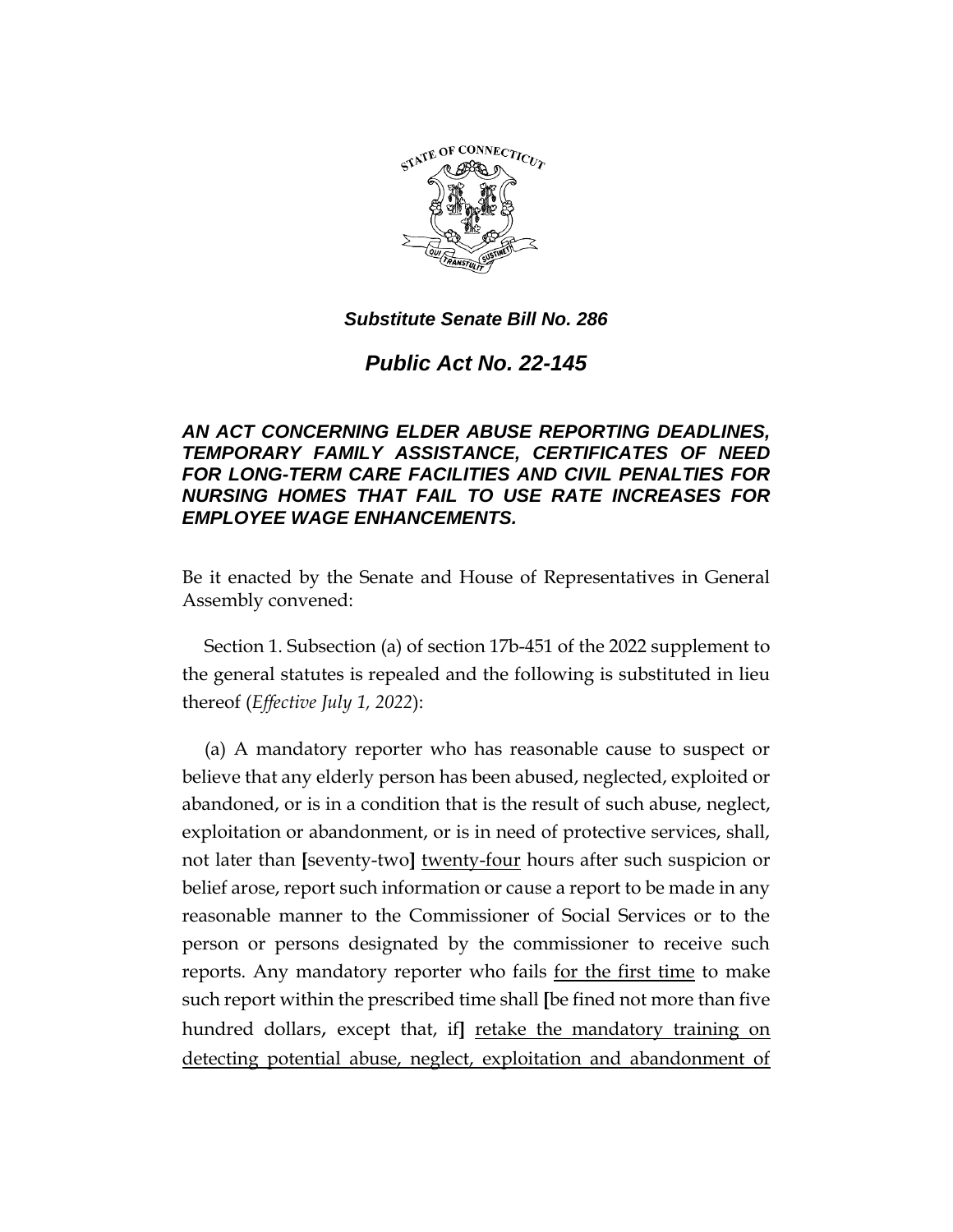***Substitute Senate Bill No. 286***

***Public Act No. 22-145***

***AN ACT CONCERNING ELDER ABUSE REPORTING DEADLINES, TEMPORARY FAMILY ASSISTANCE, CERTIFICATES OF NEED FOR LONG-TERM CARE FACILITIES AND CIVIL PENALTIES FOR NURSING HOMES THAT FAIL TO USE RATE INCREASES FOR EMPLOYEE WAGE ENHANCEMENTS.***

Be it enacted by the Senate and House of Representatives in General Assembly convened:

Section 1. Subsection (a) of section 17b-451 of the 2022 supplement to the general statutes is repealed and the following is substituted in lieu thereof (*Effective July 1, 2022*):

(a) A mandatory reporter who has reasonable cause to suspect or believe that any elderly person has been abused, neglected, exploited or abandoned, or is in a condition that is the result of such abuse, neglect, exploitation or abandonment, or is in need of protective services, shall, not later than **[**seventy-two**]** <u>twenty-four</u> hours after such suspicion or belief arose, report such information or cause a report to be made in any reasonable manner to the Commissioner of Social Services or to the person or persons designated by the commissioner to receive such reports. Any mandatory reporter who fails <u>for the first time</u> to make such report within the prescribed time shall **[**be fined not more than five hundred dollars, except that, if**]** <u>retake the mandatory training on detecting potential abuse, neglect, exploitation and abandonment of</u>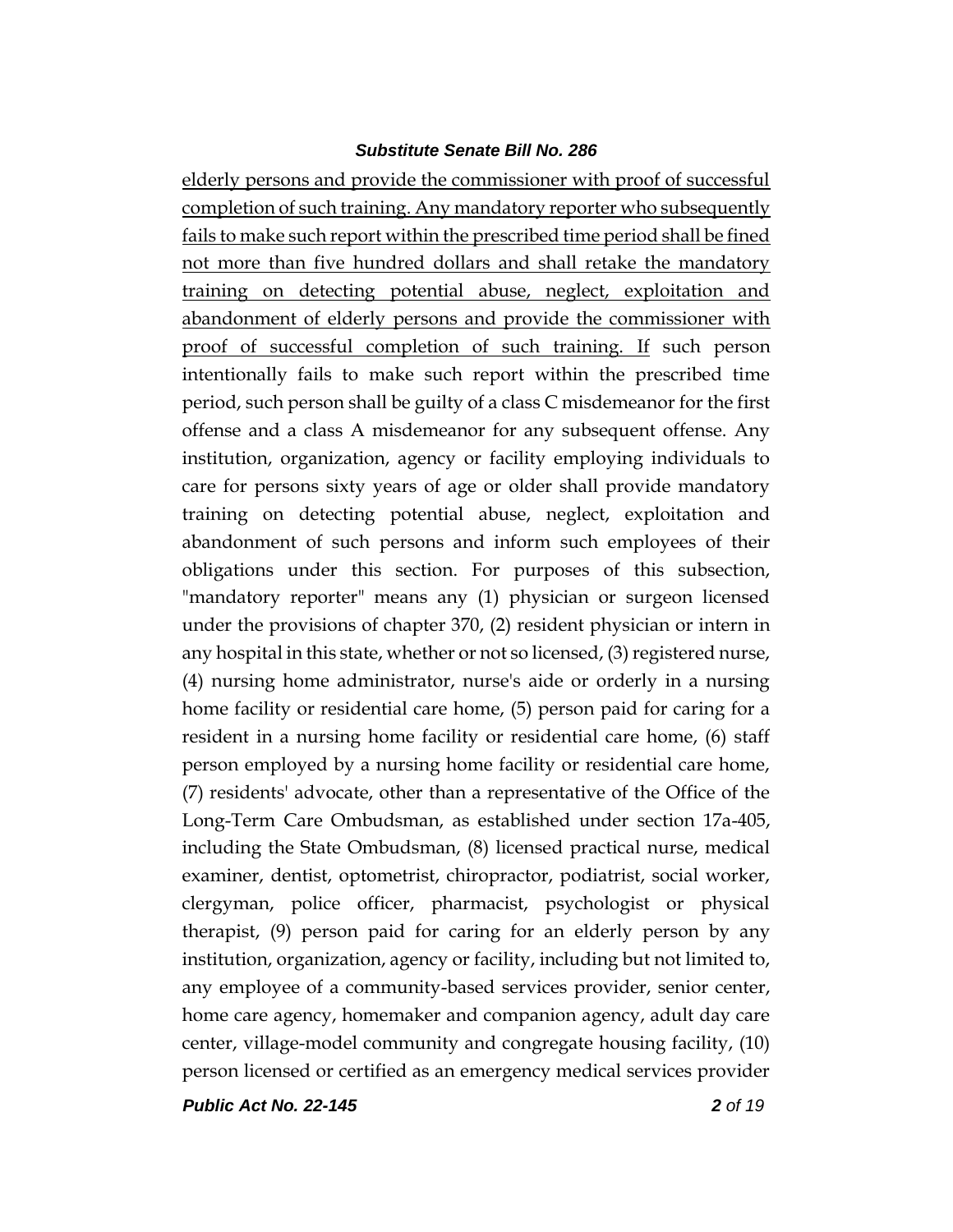elderly persons and provide the commissioner with proof of successful completion of such training. Any mandatory reporter who subsequently fails to make such report within the prescribed time period shall be fined not more than five hundred dollars and shall retake the mandatory training on detecting potential abuse, neglect, exploitation and abandonment of elderly persons and provide the commissioner with proof of successful completion of such training. If such person intentionally fails to make such report within the prescribed time period, such person shall be guilty of a class C misdemeanor for the first offense and a class A misdemeanor for any subsequent offense. Any institution, organization, agency or facility employing individuals to care for persons sixty years of age or older shall provide mandatory training on detecting potential abuse, neglect, exploitation and abandonment of such persons and inform such employees of their obligations under this section. For purposes of this subsection, "mandatory reporter" means any (1) physician or surgeon licensed under the provisions of chapter 370, (2) resident physician or intern in any hospital in this state, whether or not so licensed, (3) registered nurse, (4) nursing home administrator, nurse's aide or orderly in a nursing home facility or residential care home, (5) person paid for caring for a resident in a nursing home facility or residential care home, (6) staff person employed by a nursing home facility or residential care home, (7) residents' advocate, other than a representative of the Office of the Long-Term Care Ombudsman, as established under section 17a-405, including the State Ombudsman, (8) licensed practical nurse, medical examiner, dentist, optometrist, chiropractor, podiatrist, social worker, clergyman, police officer, pharmacist, psychologist or physical therapist, (9) person paid for caring for an elderly person by any institution, organization, agency or facility, including but not limited to, any employee of a community-based services provider, senior center, home care agency, homemaker and companion agency, adult day care center, village-model community and congregate housing facility, (10) person licensed or certified as an emergency medical services provider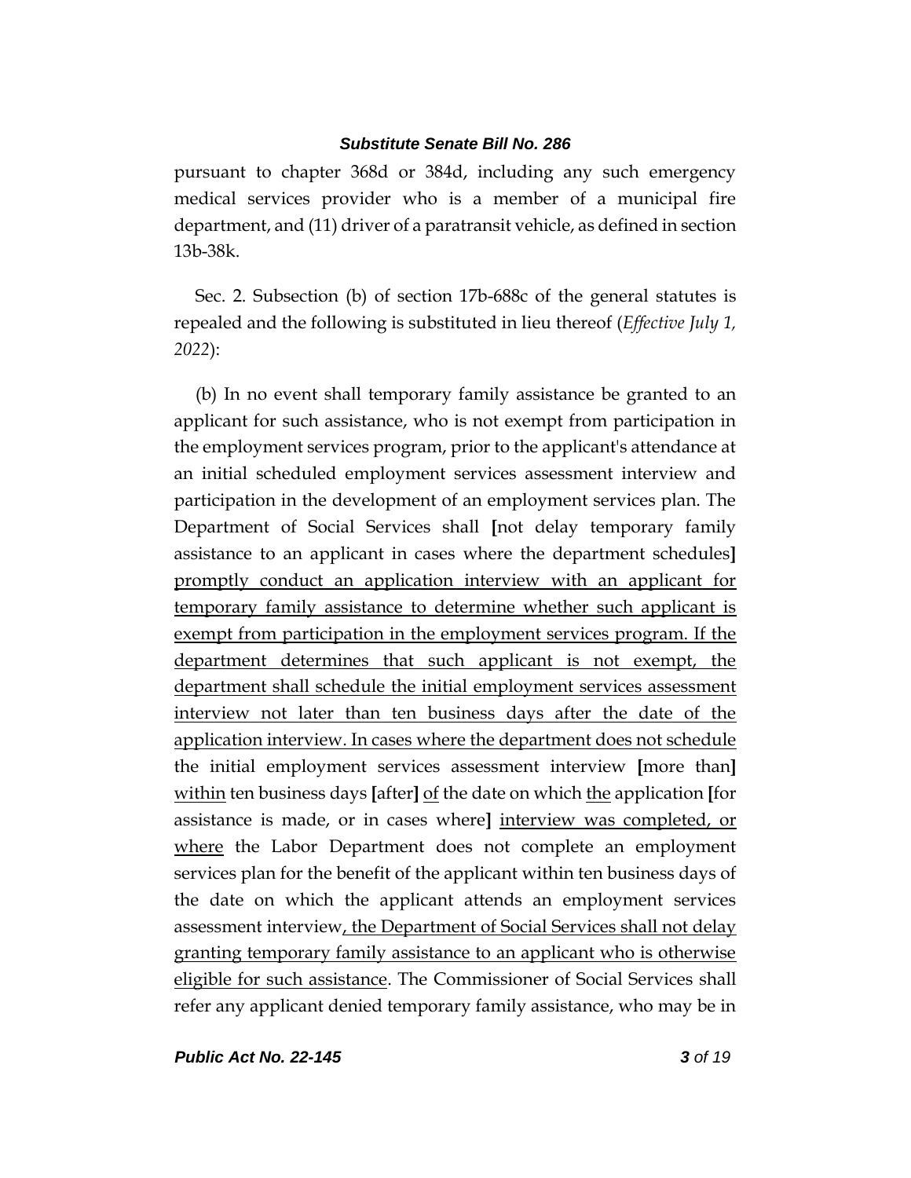pursuant to chapter 368d or 384d, including any such emergency medical services provider who is a member of a municipal fire department, and (11) driver of a paratransit vehicle, as defined in section 13b-38k.

Sec. 2. Subsection (b) of section 17b-688c of the general statutes is repealed and the following is substituted in lieu thereof (*Effective July 1, 2022*):

(b) In no event shall temporary family assistance be granted to an applicant for such assistance, who is not exempt from participation in the employment services program, prior to the applicant's attendance at an initial scheduled employment services assessment interview and participation in the development of an employment services plan. The Department of Social Services shall **[**not delay temporary family assistance to an applicant in cases where the department schedules**]** <u>promptly conduct an application interview with an applicant for temporary family assistance to determine whether such applicant is exempt from participation in the employment services program. If the department determines that such applicant is not exempt, the department shall schedule the initial employment services assessment interview not later than ten business days after the date of the application interview. In cases where the department does not schedule</u> the initial employment services assessment interview **[**more than**]** <u>within</u> ten business days **[**after**]** <u>of</u> the date on which <u>the</u> application **[**for assistance is made, or in cases where**]** <u>interview was completed, or where</u> the Labor Department does not complete an employment services plan for the benefit of the applicant within ten business days of the date on which the applicant attends an employment services assessment interview<u>, the Department of Social Services shall not delay granting temporary family assistance to an applicant who is otherwise eligible for such assistance</u>. The Commissioner of Social Services shall refer any applicant denied temporary family assistance, who may be in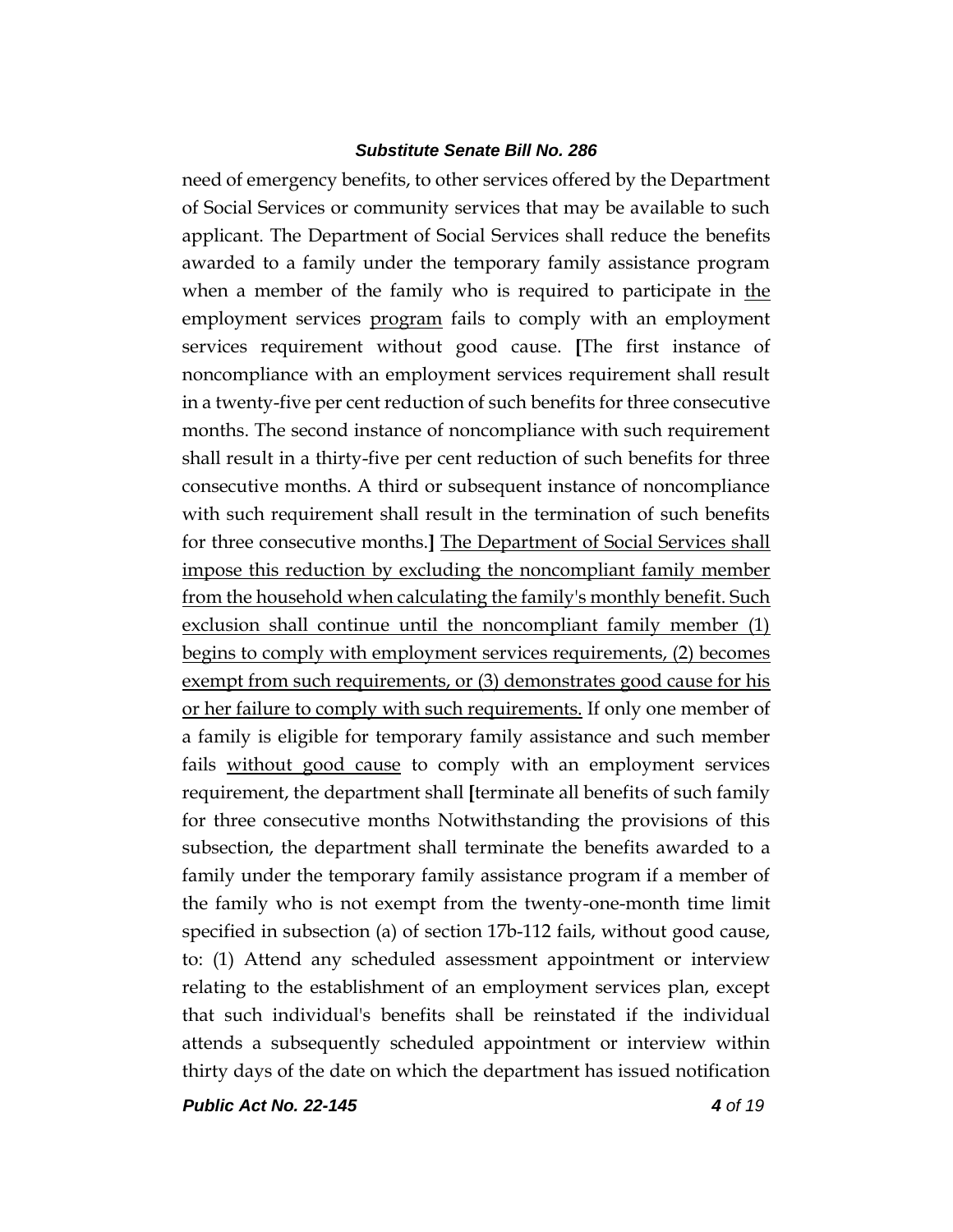need of emergency benefits, to other services offered by the Department of Social Services or community services that may be available to such applicant. The Department of Social Services shall reduce the benefits awarded to a family under the temporary family assistance program when a member of the family who is required to participate in the employment services program fails to comply with an employment services requirement without good cause. [The first instance of noncompliance with an employment services requirement shall result in a twenty-five per cent reduction of such benefits for three consecutive months. The second instance of noncompliance with such requirement shall result in a thirty-five per cent reduction of such benefits for three consecutive months. A third or subsequent instance of noncompliance with such requirement shall result in the termination of such benefits for three consecutive months.] The Department of Social Services shall impose this reduction by excluding the noncompliant family member from the household when calculating the family's monthly benefit. Such exclusion shall continue until the noncompliant family member (1) begins to comply with employment services requirements, (2) becomes exempt from such requirements, or (3) demonstrates good cause for his or her failure to comply with such requirements. If only one member of a family is eligible for temporary family assistance and such member fails without good cause to comply with an employment services requirement, the department shall [terminate all benefits of such family for three consecutive months Notwithstanding the provisions of this subsection, the department shall terminate the benefits awarded to a family under the temporary family assistance program if a member of the family who is not exempt from the twenty-one-month time limit specified in subsection (a) of section 17b-112 fails, without good cause, to: (1) Attend any scheduled assessment appointment or interview relating to the establishment of an employment services plan, except that such individual's benefits shall be reinstated if the individual attends a subsequently scheduled appointment or interview within thirty days of the date on which the department has issued notification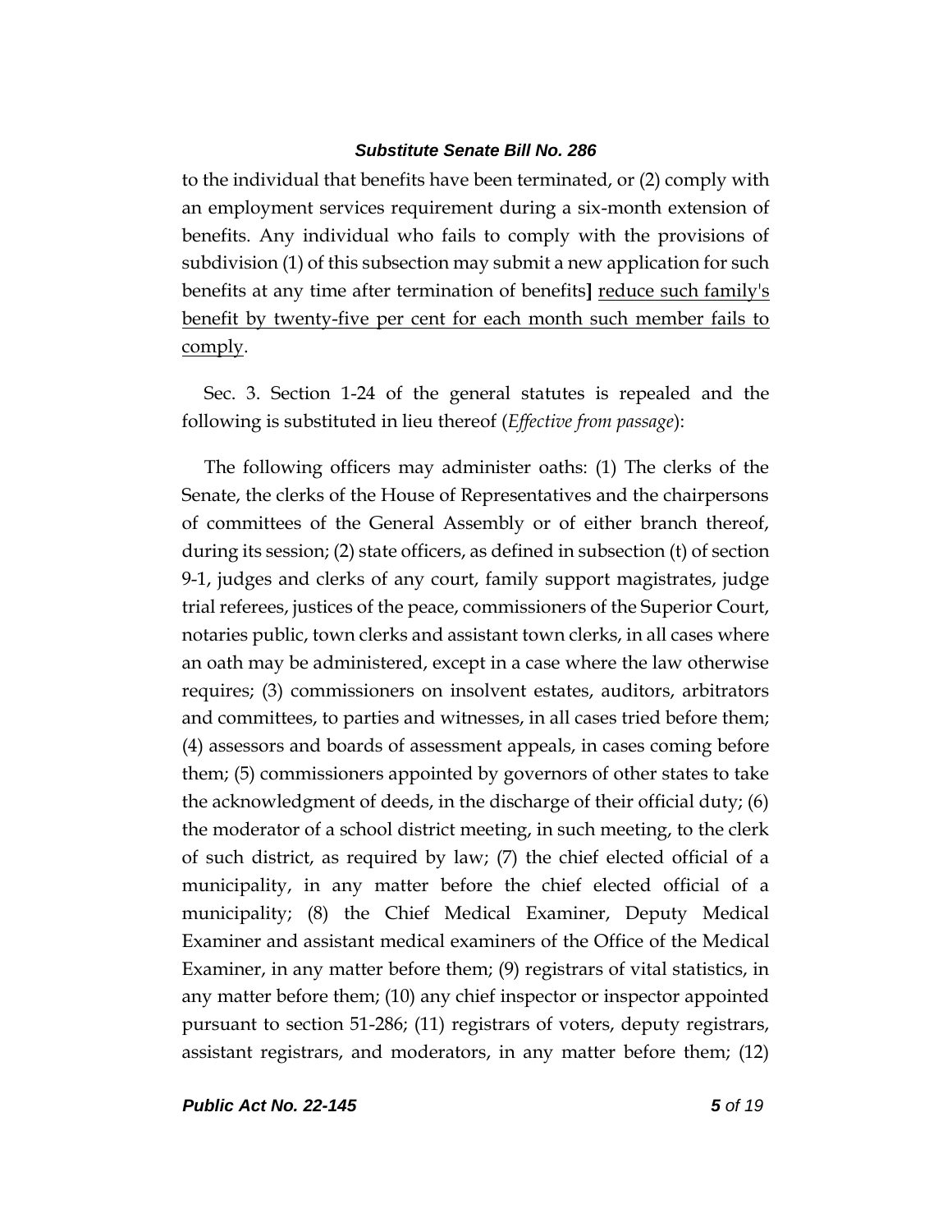to the individual that benefits have been terminated, or (2) comply with an employment services requirement during a six-month extension of benefits. Any individual who fails to comply with the provisions of subdivision (1) of this subsection may submit a new application for such benefits at any time after termination of benefits] <u>reduce such family's benefit by twenty-five per cent for each month such member fails to comply</u>.

Sec. 3. Section 1-24 of the general statutes is repealed and the following is substituted in lieu thereof (*Effective from passage*):

The following officers may administer oaths: (1) The clerks of the Senate, the clerks of the House of Representatives and the chairpersons of committees of the General Assembly or of either branch thereof, during its session; (2) state officers, as defined in subsection (t) of section 9-1, judges and clerks of any court, family support magistrates, judge trial referees, justices of the peace, commissioners of the Superior Court, notaries public, town clerks and assistant town clerks, in all cases where an oath may be administered, except in a case where the law otherwise requires; (3) commissioners on insolvent estates, auditors, arbitrators and committees, to parties and witnesses, in all cases tried before them; (4) assessors and boards of assessment appeals, in cases coming before them; (5) commissioners appointed by governors of other states to take the acknowledgment of deeds, in the discharge of their official duty; (6) the moderator of a school district meeting, in such meeting, to the clerk of such district, as required by law; (7) the chief elected official of a municipality, in any matter before the chief elected official of a municipality; (8) the Chief Medical Examiner, Deputy Medical Examiner and assistant medical examiners of the Office of the Medical Examiner, in any matter before them; (9) registrars of vital statistics, in any matter before them; (10) any chief inspector or inspector appointed pursuant to section 51-286; (11) registrars of voters, deputy registrars, assistant registrars, and moderators, in any matter before them; (12)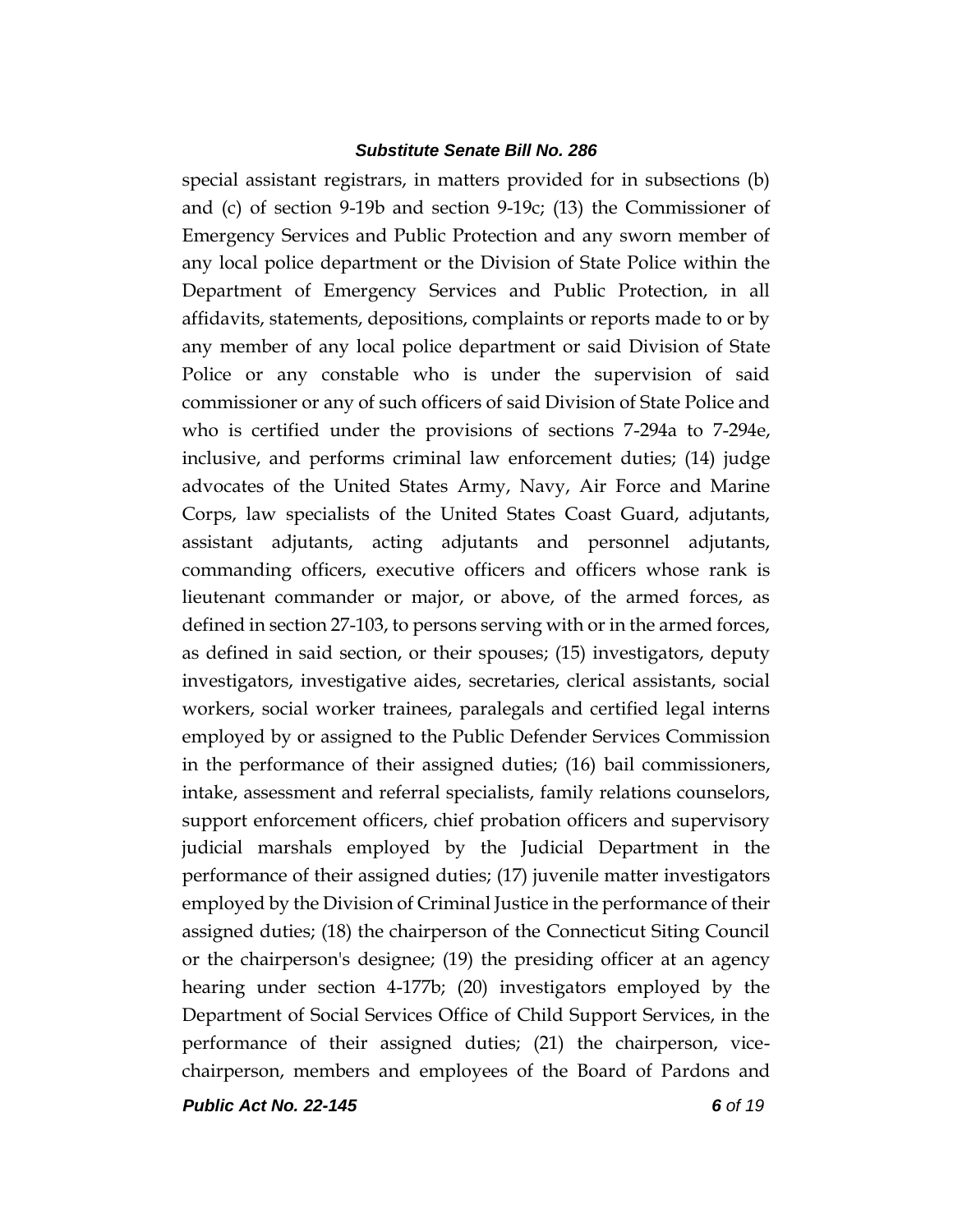special assistant registrars, in matters provided for in subsections (b) and (c) of section 9-19b and section 9-19c; (13) the Commissioner of Emergency Services and Public Protection and any sworn member of any local police department or the Division of State Police within the Department of Emergency Services and Public Protection, in all affidavits, statements, depositions, complaints or reports made to or by any member of any local police department or said Division of State Police or any constable who is under the supervision of said commissioner or any of such officers of said Division of State Police and who is certified under the provisions of sections 7-294a to 7-294e, inclusive, and performs criminal law enforcement duties; (14) judge advocates of the United States Army, Navy, Air Force and Marine Corps, law specialists of the United States Coast Guard, adjutants, assistant adjutants, acting adjutants and personnel adjutants, commanding officers, executive officers and officers whose rank is lieutenant commander or major, or above, of the armed forces, as defined in section 27-103, to persons serving with or in the armed forces, as defined in said section, or their spouses; (15) investigators, deputy investigators, investigative aides, secretaries, clerical assistants, social workers, social worker trainees, paralegals and certified legal interns employed by or assigned to the Public Defender Services Commission in the performance of their assigned duties; (16) bail commissioners, intake, assessment and referral specialists, family relations counselors, support enforcement officers, chief probation officers and supervisory judicial marshals employed by the Judicial Department in the performance of their assigned duties; (17) juvenile matter investigators employed by the Division of Criminal Justice in the performance of their assigned duties; (18) the chairperson of the Connecticut Siting Council or the chairperson's designee; (19) the presiding officer at an agency hearing under section 4-177b; (20) investigators employed by the Department of Social Services Office of Child Support Services, in the performance of their assigned duties; (21) the chairperson, vice-chairperson, members and employees of the Board of Pardons and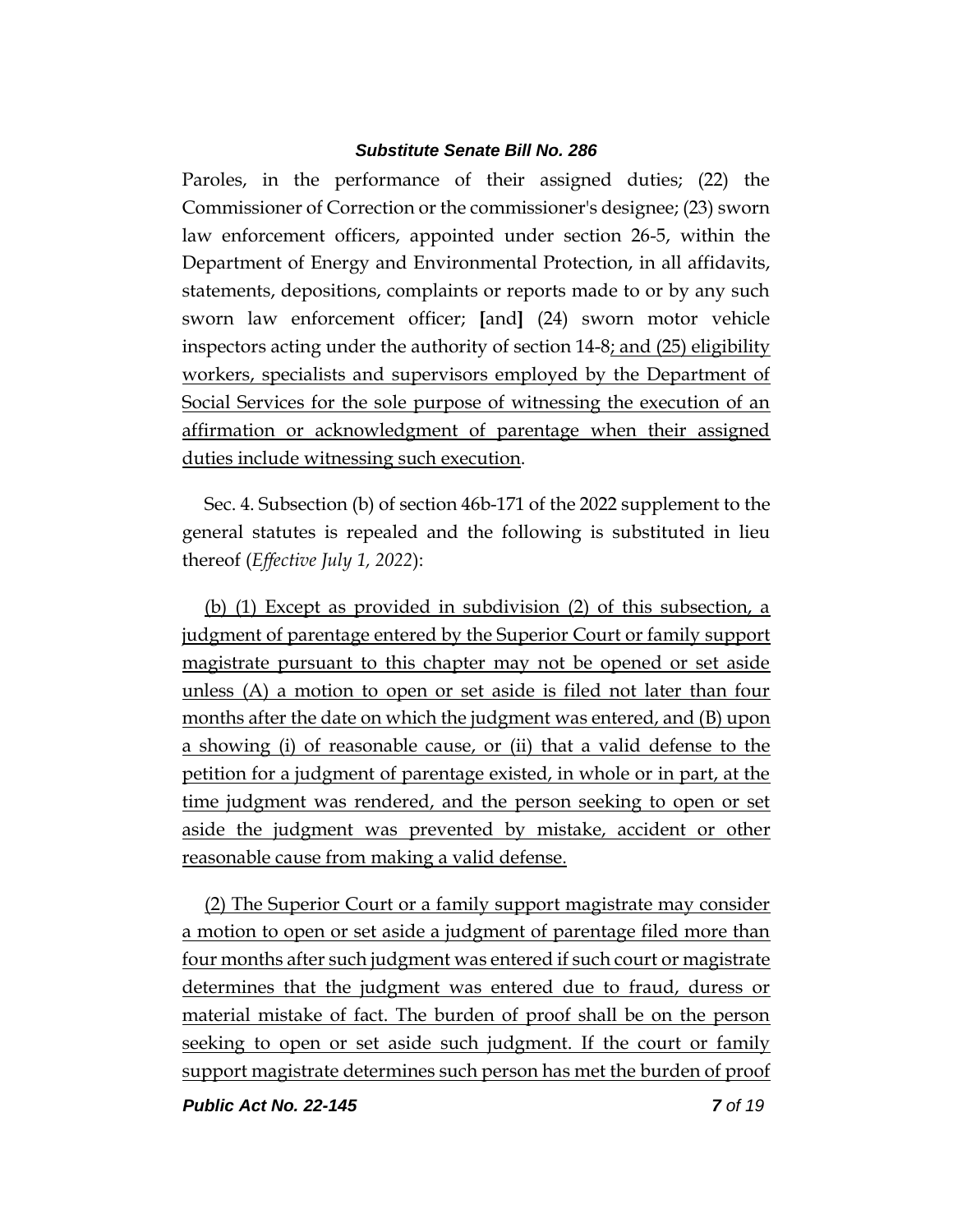Paroles, in the performance of their assigned duties; (22) the Commissioner of Correction or the commissioner's designee; (23) sworn law enforcement officers, appointed under section 26-5, within the Department of Energy and Environmental Protection, in all affidavits, statements, depositions, complaints or reports made to or by any such sworn law enforcement officer; **[**and**]** (24) sworn motor vehicle inspectors acting under the authority of section 14-8<u>; and (25) eligibility workers, specialists and supervisors employed by the Department of Social Services for the sole purpose of witnessing the execution of an affirmation or acknowledgment of parentage when their assigned duties include witnessing such execution</u>.

Sec. 4. Subsection (b) of section 46b-171 of the 2022 supplement to the general statutes is repealed and the following is substituted in lieu thereof (*Effective July 1, 2022*):

<u>(b) (1) Except as provided in subdivision (2) of this subsection, a judgment of parentage entered by the Superior Court or family support magistrate pursuant to this chapter may not be opened or set aside unless (A) a motion to open or set aside is filed not later than four months after the date on which the judgment was entered, and (B) upon a showing (i) of reasonable cause, or (ii) that a valid defense to the petition for a judgment of parentage existed, in whole or in part, at the time judgment was rendered, and the person seeking to open or set aside the judgment was prevented by mistake, accident or other reasonable cause from making a valid defense.</u>

<u>(2) The Superior Court or a family support magistrate may consider a motion to open or set aside a judgment of parentage filed more than four months after such judgment was entered if such court or magistrate determines that the judgment was entered due to fraud, duress or material mistake of fact. The burden of proof shall be on the person seeking to open or set aside such judgment. If the court or family support magistrate determines such person has met the burden of proof</u>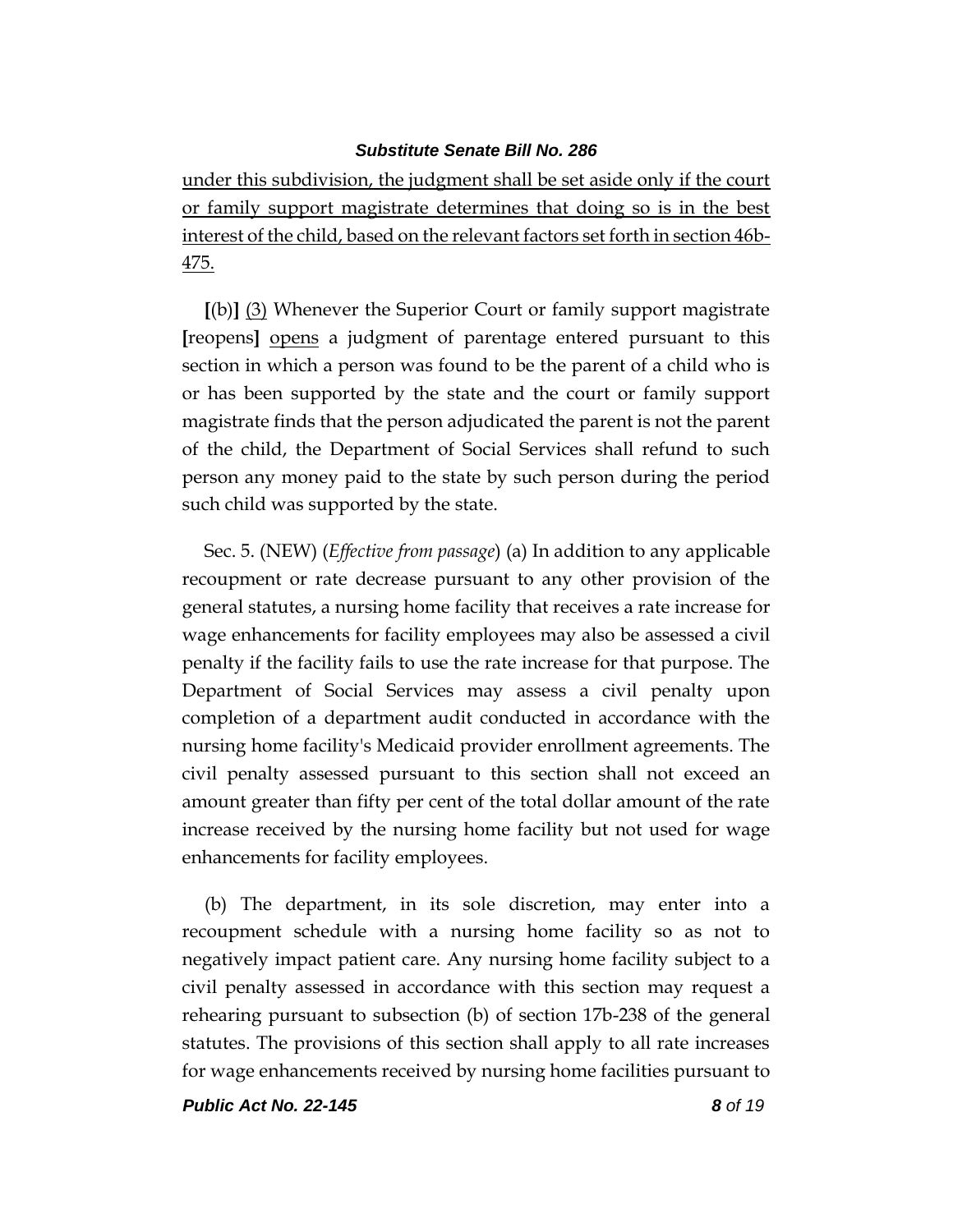under this subdivision, the judgment shall be set aside only if the court or family support magistrate determines that doing so is in the best interest of the child, based on the relevant factors set forth in section 46b-475.

**[**(b)**]** (3) Whenever the Superior Court or family support magistrate **[**reopens**]** opens a judgment of parentage entered pursuant to this section in which a person was found to be the parent of a child who is or has been supported by the state and the court or family support magistrate finds that the person adjudicated the parent is not the parent of the child, the Department of Social Services shall refund to such person any money paid to the state by such person during the period such child was supported by the state.

Sec. 5. (NEW) (*Effective from passage*) (a) In addition to any applicable recoupment or rate decrease pursuant to any other provision of the general statutes, a nursing home facility that receives a rate increase for wage enhancements for facility employees may also be assessed a civil penalty if the facility fails to use the rate increase for that purpose. The Department of Social Services may assess a civil penalty upon completion of a department audit conducted in accordance with the nursing home facility's Medicaid provider enrollment agreements. The civil penalty assessed pursuant to this section shall not exceed an amount greater than fifty per cent of the total dollar amount of the rate increase received by the nursing home facility but not used for wage enhancements for facility employees.

(b) The department, in its sole discretion, may enter into a recoupment schedule with a nursing home facility so as not to negatively impact patient care. Any nursing home facility subject to a civil penalty assessed in accordance with this section may request a rehearing pursuant to subsection (b) of section 17b-238 of the general statutes. The provisions of this section shall apply to all rate increases for wage enhancements received by nursing home facilities pursuant to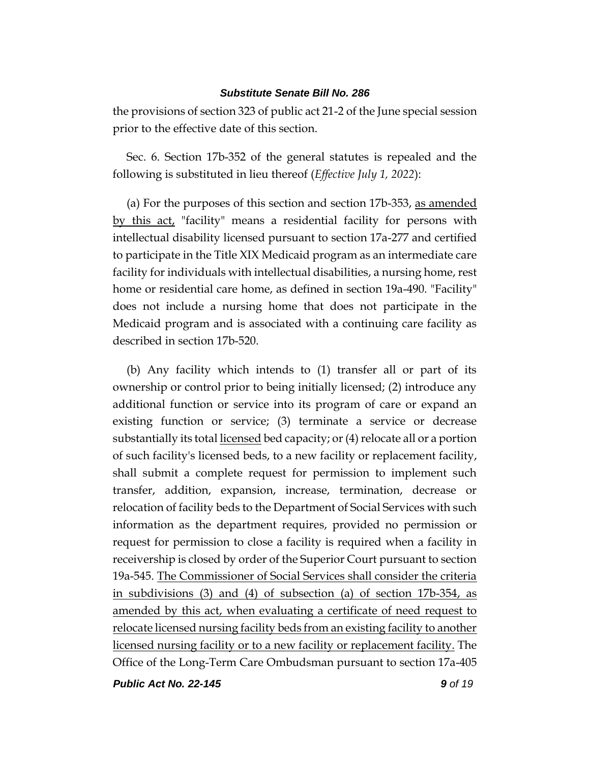the provisions of section 323 of public act 21-2 of the June special session prior to the effective date of this section.

Sec. 6. Section 17b-352 of the general statutes is repealed and the following is substituted in lieu thereof (*Effective July 1, 2022*):

(a) For the purposes of this section and section 17b-353, as amended by this act, "facility" means a residential facility for persons with intellectual disability licensed pursuant to section 17a-277 and certified to participate in the Title XIX Medicaid program as an intermediate care facility for individuals with intellectual disabilities, a nursing home, rest home or residential care home, as defined in section 19a-490. "Facility" does not include a nursing home that does not participate in the Medicaid program and is associated with a continuing care facility as described in section 17b-520.

(b) Any facility which intends to (1) transfer all or part of its ownership or control prior to being initially licensed; (2) introduce any additional function or service into its program of care or expand an existing function or service; (3) terminate a service or decrease substantially its total licensed bed capacity; or (4) relocate all or a portion of such facility's licensed beds, to a new facility or replacement facility, shall submit a complete request for permission to implement such transfer, addition, expansion, increase, termination, decrease or relocation of facility beds to the Department of Social Services with such information as the department requires, provided no permission or request for permission to close a facility is required when a facility in receivership is closed by order of the Superior Court pursuant to section 19a-545. The Commissioner of Social Services shall consider the criteria in subdivisions (3) and (4) of subsection (a) of section 17b-354, as amended by this act, when evaluating a certificate of need request to relocate licensed nursing facility beds from an existing facility to another licensed nursing facility or to a new facility or replacement facility. The Office of the Long-Term Care Ombudsman pursuant to section 17a-405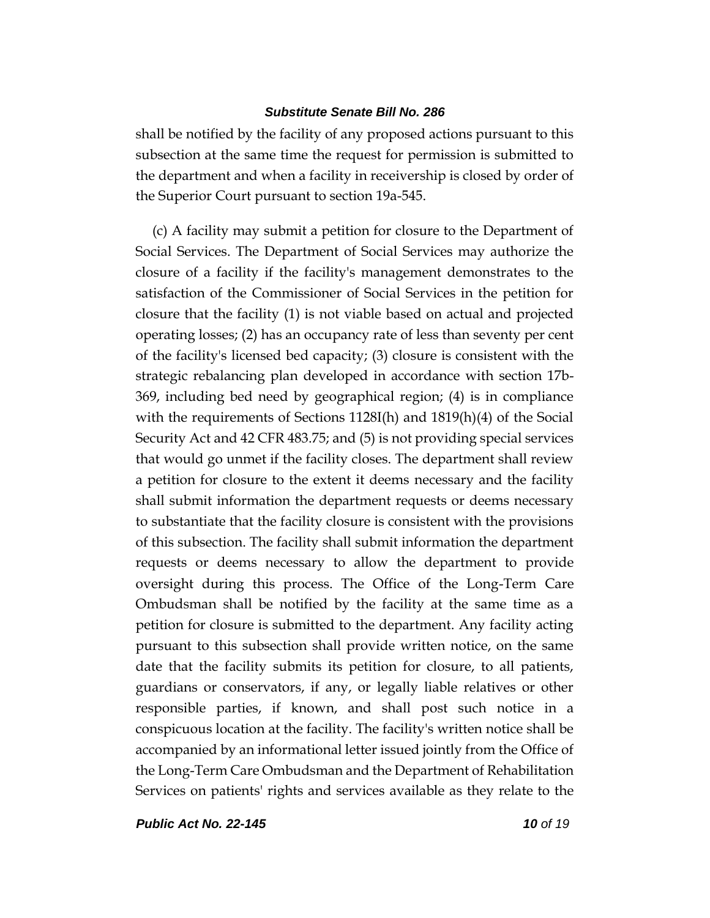shall be notified by the facility of any proposed actions pursuant to this subsection at the same time the request for permission is submitted to the department and when a facility in receivership is closed by order of the Superior Court pursuant to section 19a-545.

(c) A facility may submit a petition for closure to the Department of Social Services. The Department of Social Services may authorize the closure of a facility if the facility's management demonstrates to the satisfaction of the Commissioner of Social Services in the petition for closure that the facility (1) is not viable based on actual and projected operating losses; (2) has an occupancy rate of less than seventy per cent of the facility's licensed bed capacity; (3) closure is consistent with the strategic rebalancing plan developed in accordance with section 17b-369, including bed need by geographical region; (4) is in compliance with the requirements of Sections 1128I(h) and 1819(h)(4) of the Social Security Act and 42 CFR 483.75; and (5) is not providing special services that would go unmet if the facility closes. The department shall review a petition for closure to the extent it deems necessary and the facility shall submit information the department requests or deems necessary to substantiate that the facility closure is consistent with the provisions of this subsection. The facility shall submit information the department requests or deems necessary to allow the department to provide oversight during this process. The Office of the Long-Term Care Ombudsman shall be notified by the facility at the same time as a petition for closure is submitted to the department. Any facility acting pursuant to this subsection shall provide written notice, on the same date that the facility submits its petition for closure, to all patients, guardians or conservators, if any, or legally liable relatives or other responsible parties, if known, and shall post such notice in a conspicuous location at the facility. The facility's written notice shall be accompanied by an informational letter issued jointly from the Office of the Long-Term Care Ombudsman and the Department of Rehabilitation Services on patients' rights and services available as they relate to the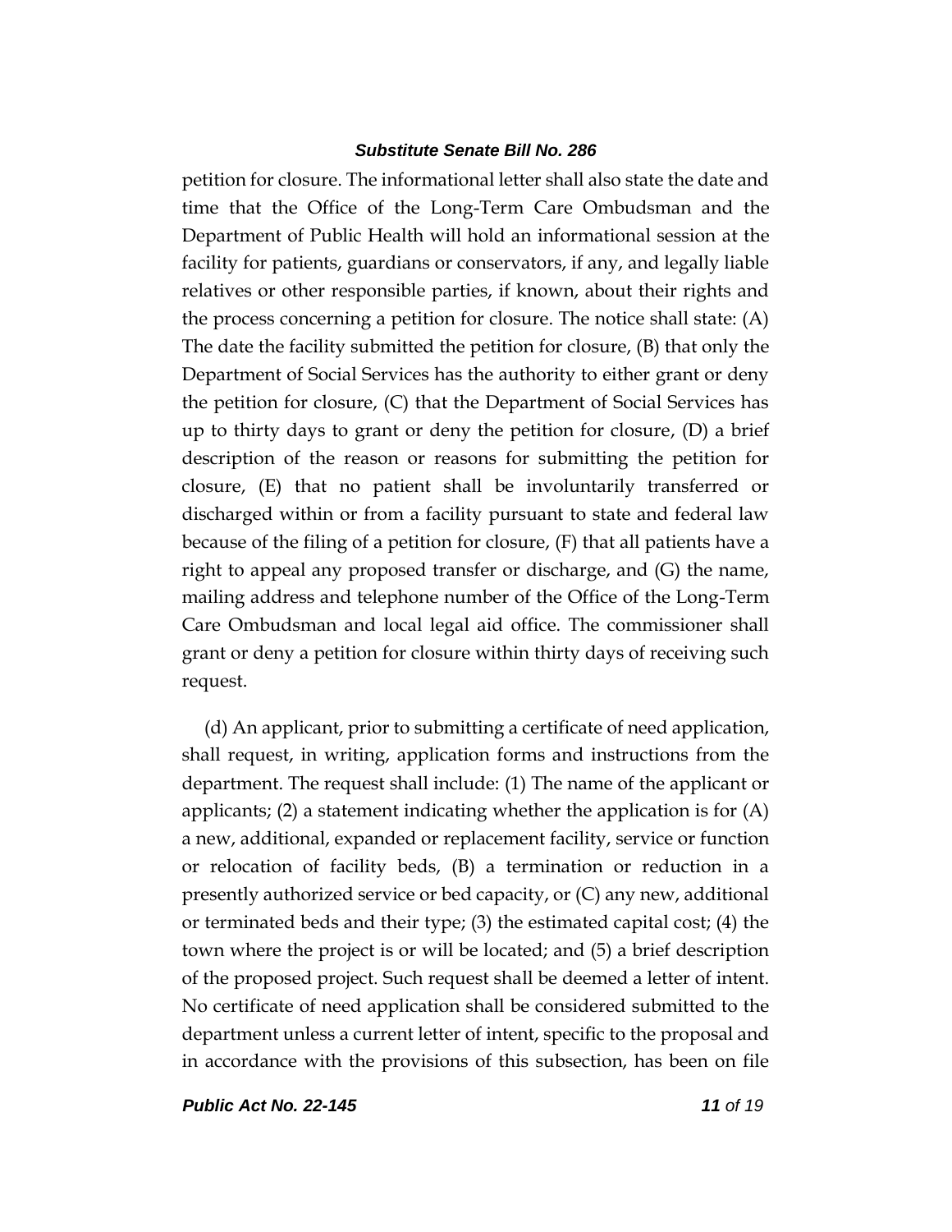petition for closure. The informational letter shall also state the date and time that the Office of the Long-Term Care Ombudsman and the Department of Public Health will hold an informational session at the facility for patients, guardians or conservators, if any, and legally liable relatives or other responsible parties, if known, about their rights and the process concerning a petition for closure. The notice shall state: (A) The date the facility submitted the petition for closure, (B) that only the Department of Social Services has the authority to either grant or deny the petition for closure, (C) that the Department of Social Services has up to thirty days to grant or deny the petition for closure, (D) a brief description of the reason or reasons for submitting the petition for closure, (E) that no patient shall be involuntarily transferred or discharged within or from a facility pursuant to state and federal law because of the filing of a petition for closure, (F) that all patients have a right to appeal any proposed transfer or discharge, and (G) the name, mailing address and telephone number of the Office of the Long-Term Care Ombudsman and local legal aid office. The commissioner shall grant or deny a petition for closure within thirty days of receiving such request.

(d) An applicant, prior to submitting a certificate of need application, shall request, in writing, application forms and instructions from the department. The request shall include: (1) The name of the applicant or applicants; (2) a statement indicating whether the application is for (A) a new, additional, expanded or replacement facility, service or function or relocation of facility beds, (B) a termination or reduction in a presently authorized service or bed capacity, or (C) any new, additional or terminated beds and their type; (3) the estimated capital cost; (4) the town where the project is or will be located; and (5) a brief description of the proposed project. Such request shall be deemed a letter of intent. No certificate of need application shall be considered submitted to the department unless a current letter of intent, specific to the proposal and in accordance with the provisions of this subsection, has been on file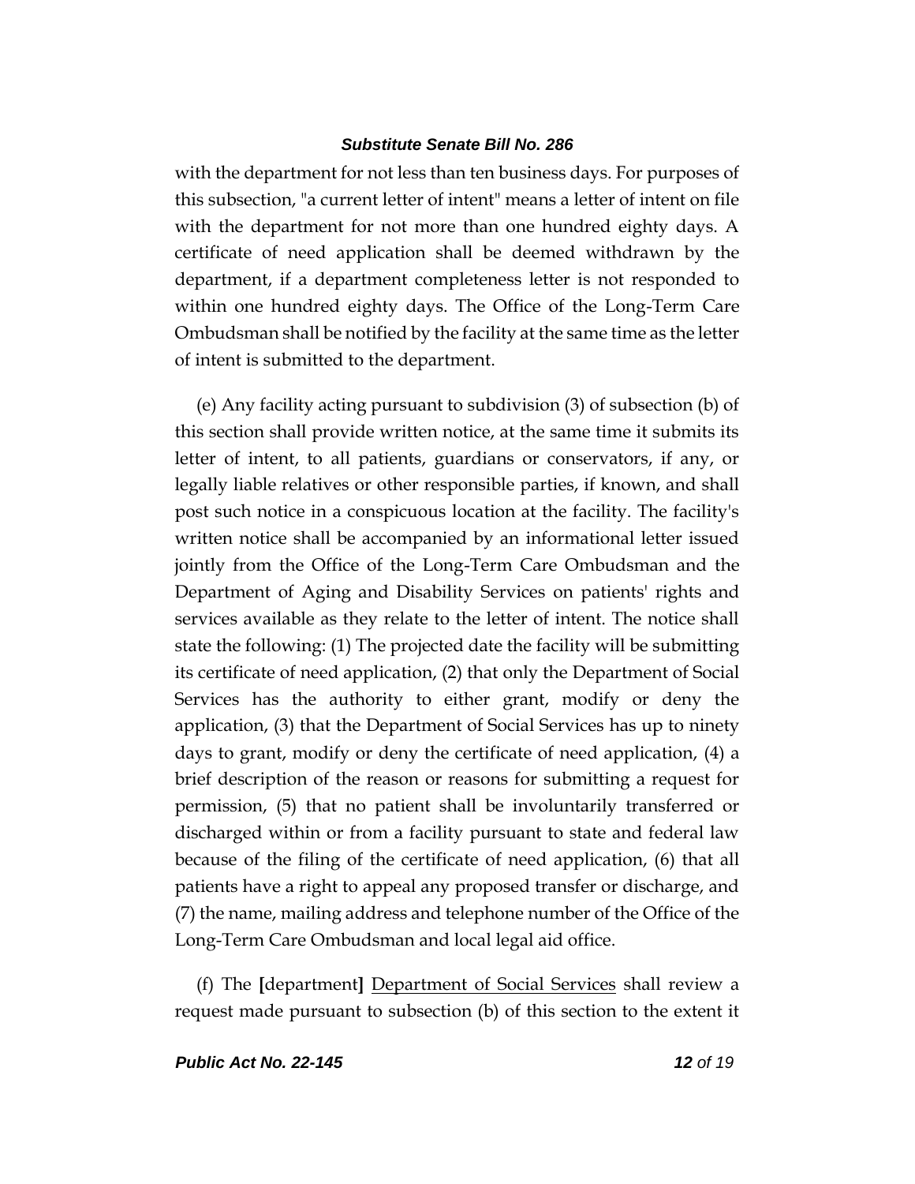with the department for not less than ten business days. For purposes of this subsection, "a current letter of intent" means a letter of intent on file with the department for not more than one hundred eighty days. A certificate of need application shall be deemed withdrawn by the department, if a department completeness letter is not responded to within one hundred eighty days. The Office of the Long-Term Care Ombudsman shall be notified by the facility at the same time as the letter of intent is submitted to the department.

(e) Any facility acting pursuant to subdivision (3) of subsection (b) of this section shall provide written notice, at the same time it submits its letter of intent, to all patients, guardians or conservators, if any, or legally liable relatives or other responsible parties, if known, and shall post such notice in a conspicuous location at the facility. The facility's written notice shall be accompanied by an informational letter issued jointly from the Office of the Long-Term Care Ombudsman and the Department of Aging and Disability Services on patients' rights and services available as they relate to the letter of intent. The notice shall state the following: (1) The projected date the facility will be submitting its certificate of need application, (2) that only the Department of Social Services has the authority to either grant, modify or deny the application, (3) that the Department of Social Services has up to ninety days to grant, modify or deny the certificate of need application, (4) a brief description of the reason or reasons for submitting a request for permission, (5) that no patient shall be involuntarily transferred or discharged within or from a facility pursuant to state and federal law because of the filing of the certificate of need application, (6) that all patients have a right to appeal any proposed transfer or discharge, and (7) the name, mailing address and telephone number of the Office of the Long-Term Care Ombudsman and local legal aid office.

(f) The **[**department**]** <u>Department of Social Services</u> shall review a request made pursuant to subsection (b) of this section to the extent it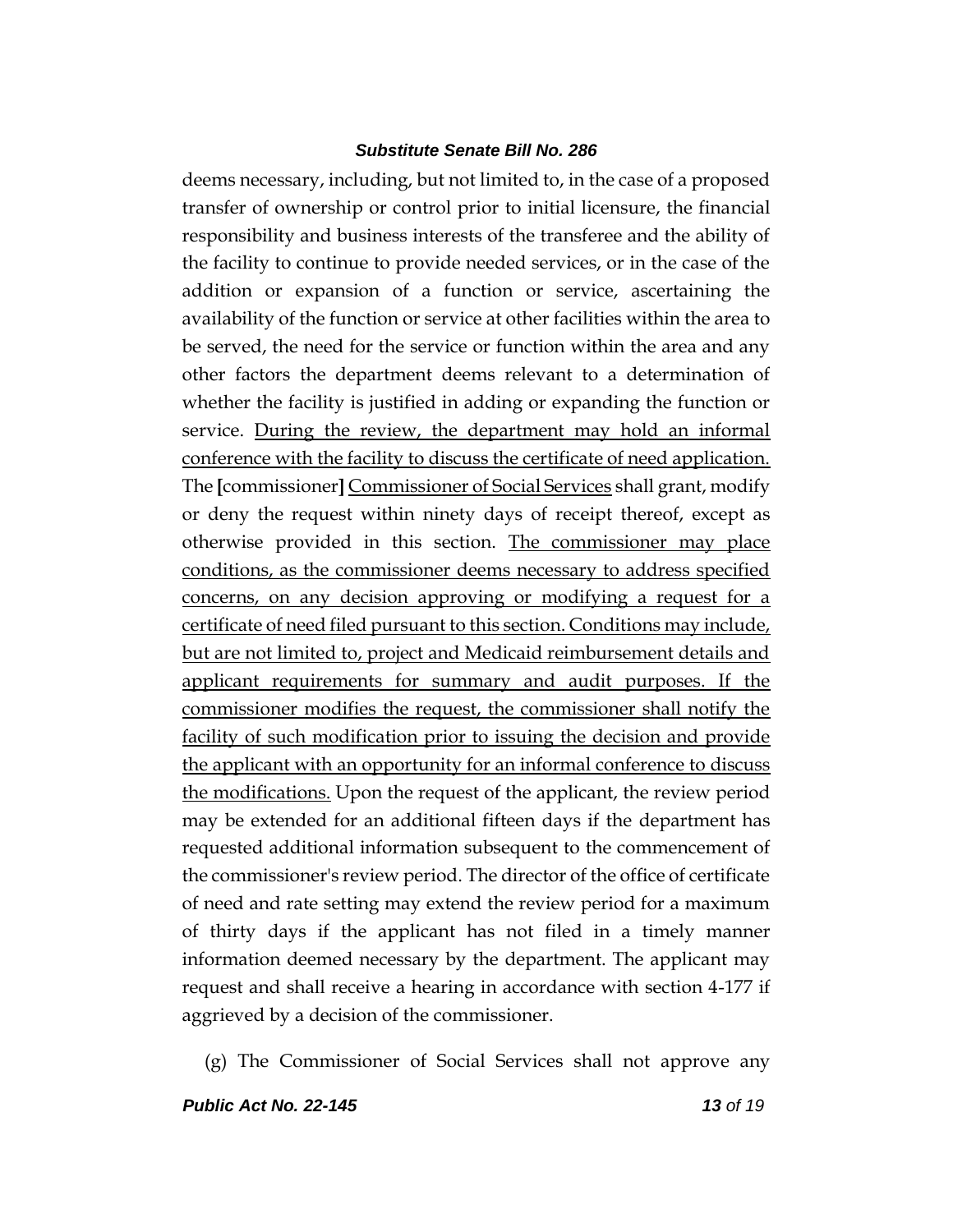deems necessary, including, but not limited to, in the case of a proposed transfer of ownership or control prior to initial licensure, the financial responsibility and business interests of the transferee and the ability of the facility to continue to provide needed services, or in the case of the addition or expansion of a function or service, ascertaining the availability of the function or service at other facilities within the area to be served, the need for the service or function within the area and any other factors the department deems relevant to a determination of whether the facility is justified in adding or expanding the function or service. <u>During the review, the department may hold an informal conference with the facility to discuss the certificate of need application.</u> The **[**commissioner**]** <u>Commissioner of Social Services</u> shall grant, modify or deny the request within ninety days of receipt thereof, except as otherwise provided in this section. <u>The commissioner may place conditions, as the commissioner deems necessary to address specified concerns, on any decision approving or modifying a request for a certificate of need filed pursuant to this section. Conditions may include, but are not limited to, project and Medicaid reimbursement details and applicant requirements for summary and audit purposes. If the commissioner modifies the request, the commissioner shall notify the facility of such modification prior to issuing the decision and provide the applicant with an opportunity for an informal conference to discuss the modifications.</u> Upon the request of the applicant, the review period may be extended for an additional fifteen days if the department has requested additional information subsequent to the commencement of the commissioner's review period. The director of the office of certificate of need and rate setting may extend the review period for a maximum of thirty days if the applicant has not filed in a timely manner information deemed necessary by the department. The applicant may request and shall receive a hearing in accordance with section 4-177 if aggrieved by a decision of the commissioner.

(g) The Commissioner of Social Services shall not approve any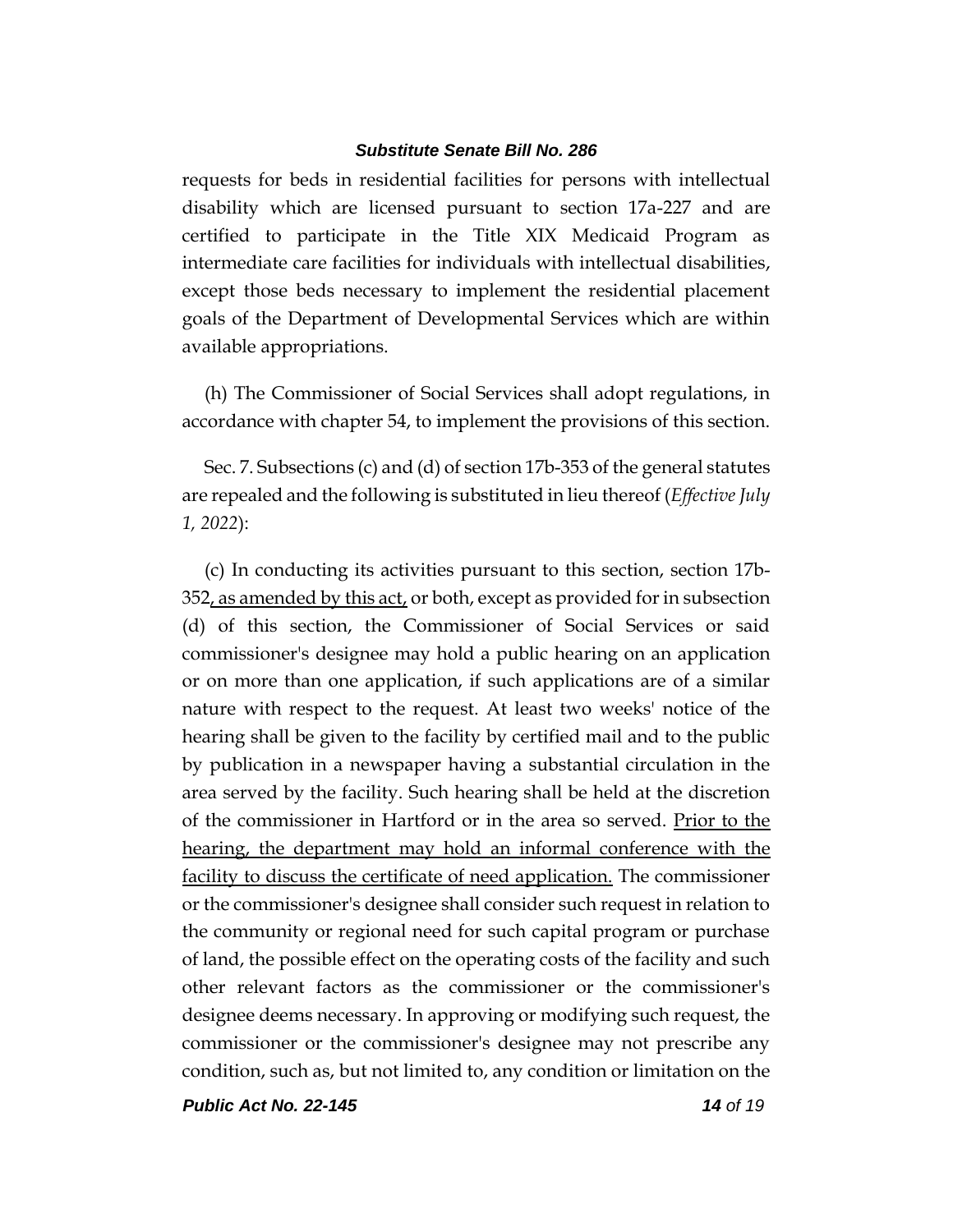requests for beds in residential facilities for persons with intellectual disability which are licensed pursuant to section 17a-227 and are certified to participate in the Title XIX Medicaid Program as intermediate care facilities for individuals with intellectual disabilities, except those beds necessary to implement the residential placement goals of the Department of Developmental Services which are within available appropriations.

(h) The Commissioner of Social Services shall adopt regulations, in accordance with chapter 54, to implement the provisions of this section.

Sec. 7. Subsections (c) and (d) of section 17b-353 of the general statutes are repealed and the following is substituted in lieu thereof (*Effective July 1, 2022*):

(c) In conducting its activities pursuant to this section, section 17b-352<u>, as amended by this act,</u> or both, except as provided for in subsection (d) of this section, the Commissioner of Social Services or said commissioner's designee may hold a public hearing on an application or on more than one application, if such applications are of a similar nature with respect to the request. At least two weeks' notice of the hearing shall be given to the facility by certified mail and to the public by publication in a newspaper having a substantial circulation in the area served by the facility. Such hearing shall be held at the discretion of the commissioner in Hartford or in the area so served. <u>Prior to the hearing, the department may hold an informal conference with the facility to discuss the certificate of need application.</u> The commissioner or the commissioner's designee shall consider such request in relation to the community or regional need for such capital program or purchase of land, the possible effect on the operating costs of the facility and such other relevant factors as the commissioner or the commissioner's designee deems necessary. In approving or modifying such request, the commissioner or the commissioner's designee may not prescribe any condition, such as, but not limited to, any condition or limitation on the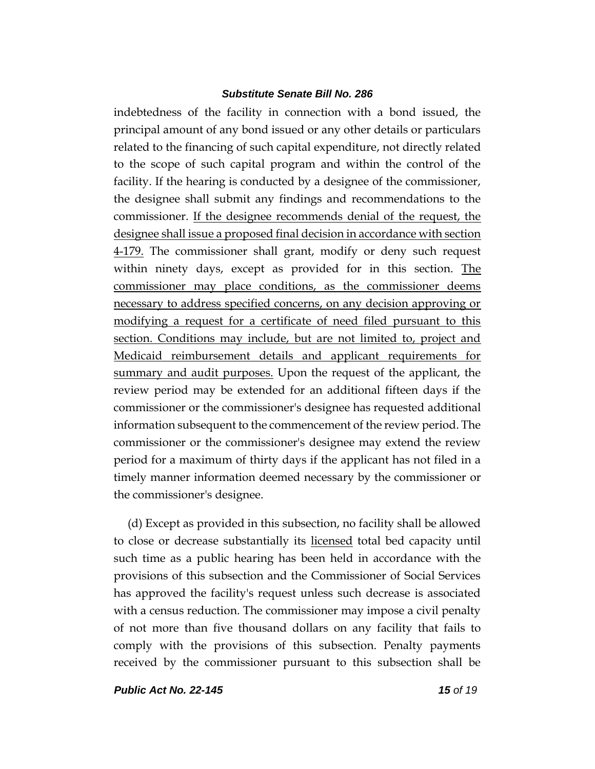indebtedness of the facility in connection with a bond issued, the principal amount of any bond issued or any other details or particulars related to the financing of such capital expenditure, not directly related to the scope of such capital program and within the control of the facility. If the hearing is conducted by a designee of the commissioner, the designee shall submit any findings and recommendations to the commissioner. <u>If the designee recommends denial of the request, the designee shall issue a proposed final decision in accordance with section 4-179.</u> The commissioner shall grant, modify or deny such request within ninety days, except as provided for in this section. <u>The commissioner may place conditions, as the commissioner deems necessary to address specified concerns, on any decision approving or modifying a request for a certificate of need filed pursuant to this section. Conditions may include, but are not limited to, project and Medicaid reimbursement details and applicant requirements for summary and audit purposes.</u> Upon the request of the applicant, the review period may be extended for an additional fifteen days if the commissioner or the commissioner's designee has requested additional information subsequent to the commencement of the review period. The commissioner or the commissioner's designee may extend the review period for a maximum of thirty days if the applicant has not filed in a timely manner information deemed necessary by the commissioner or the commissioner's designee.

(d) Except as provided in this subsection, no facility shall be allowed to close or decrease substantially its <u>licensed</u> total bed capacity until such time as a public hearing has been held in accordance with the provisions of this subsection and the Commissioner of Social Services has approved the facility's request unless such decrease is associated with a census reduction. The commissioner may impose a civil penalty of not more than five thousand dollars on any facility that fails to comply with the provisions of this subsection. Penalty payments received by the commissioner pursuant to this subsection shall be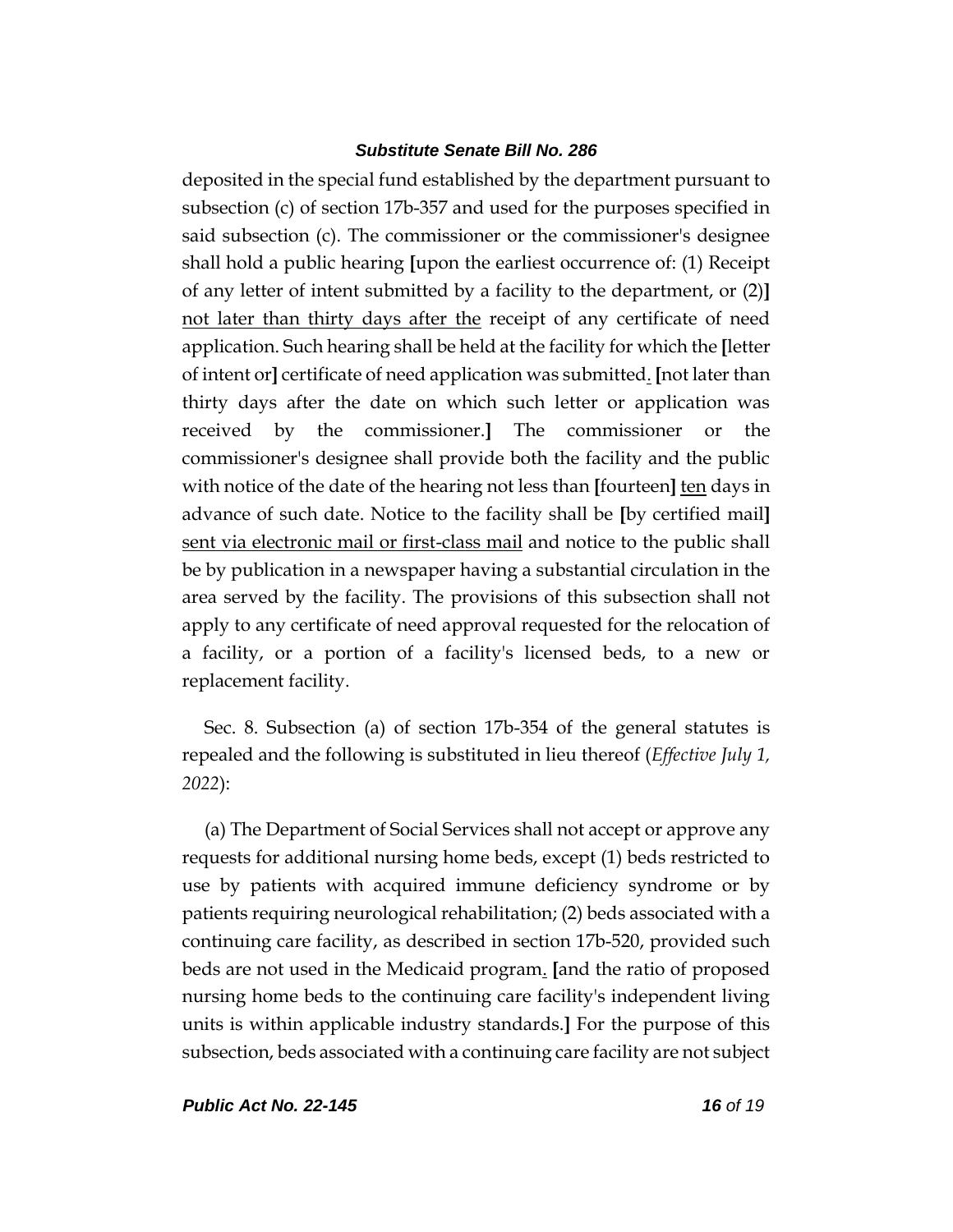deposited in the special fund established by the department pursuant to subsection (c) of section 17b-357 and used for the purposes specified in said subsection (c). The commissioner or the commissioner's designee shall hold a public hearing **[**upon the earliest occurrence of: (1) Receipt of any letter of intent submitted by a facility to the department, or (2)**]** <u>not later than thirty days after the</u> receipt of any certificate of need application. Such hearing shall be held at the facility for which the **[**letter of intent or**]** certificate of need application was submitted<u>.</u> **[**not later than thirty days after the date on which such letter or application was received by the commissioner.**]** The commissioner or the commissioner's designee shall provide both the facility and the public with notice of the date of the hearing not less than **[**fourteen**]** <u>ten</u> days in advance of such date. Notice to the facility shall be **[**by certified mail**]** <u>sent via electronic mail or first-class mail</u> and notice to the public shall be by publication in a newspaper having a substantial circulation in the area served by the facility. The provisions of this subsection shall not apply to any certificate of need approval requested for the relocation of a facility, or a portion of a facility's licensed beds, to a new or replacement facility.

Sec. 8. Subsection (a) of section 17b-354 of the general statutes is repealed and the following is substituted in lieu thereof (*Effective July 1, 2022*):

(a) The Department of Social Services shall not accept or approve any requests for additional nursing home beds, except (1) beds restricted to use by patients with acquired immune deficiency syndrome or by patients requiring neurological rehabilitation; (2) beds associated with a continuing care facility, as described in section 17b-520, provided such beds are not used in the Medicaid program<u>.</u> **[**and the ratio of proposed nursing home beds to the continuing care facility's independent living units is within applicable industry standards.**]** For the purpose of this subsection, beds associated with a continuing care facility are not subject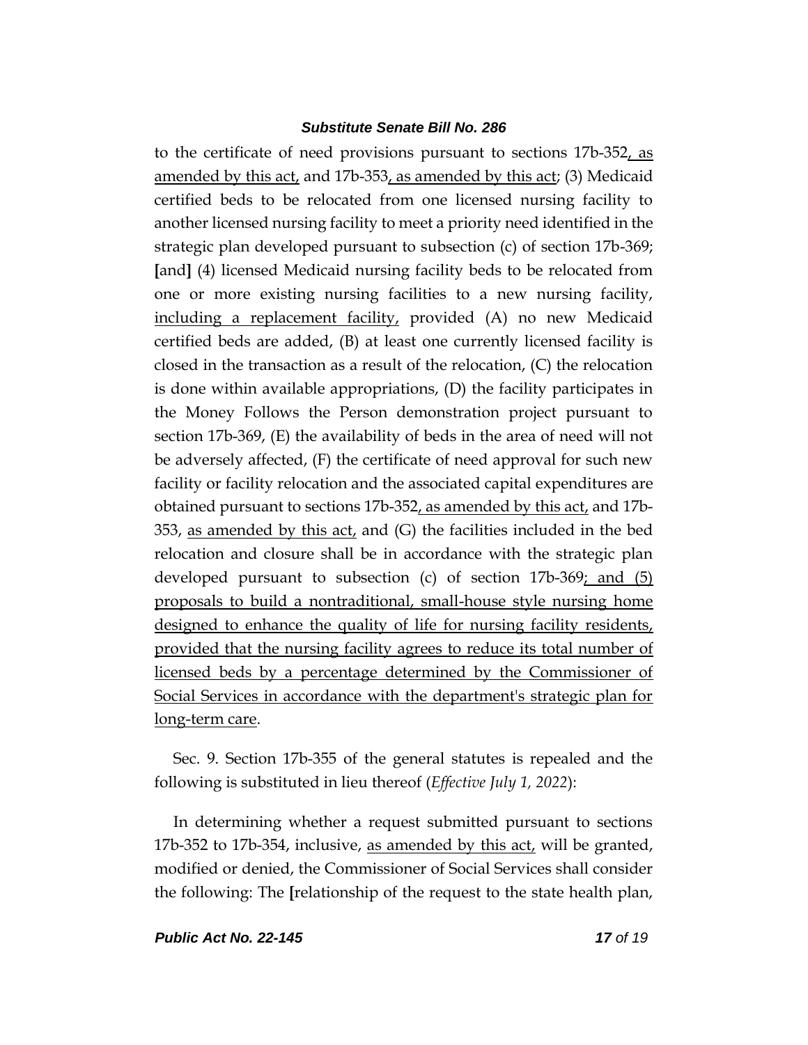to the certificate of need provisions pursuant to sections 17b-352, as amended by this act, and 17b-353, as amended by this act; (3) Medicaid certified beds to be relocated from one licensed nursing facility to another licensed nursing facility to meet a priority need identified in the strategic plan developed pursuant to subsection (c) of section 17b-369; [and] (4) licensed Medicaid nursing facility beds to be relocated from one or more existing nursing facilities to a new nursing facility, including a replacement facility, provided (A) no new Medicaid certified beds are added, (B) at least one currently licensed facility is closed in the transaction as a result of the relocation, (C) the relocation is done within available appropriations, (D) the facility participates in the Money Follows the Person demonstration project pursuant to section 17b-369, (E) the availability of beds in the area of need will not be adversely affected, (F) the certificate of need approval for such new facility or facility relocation and the associated capital expenditures are obtained pursuant to sections 17b-352, as amended by this act, and 17b-353, as amended by this act, and (G) the facilities included in the bed relocation and closure shall be in accordance with the strategic plan developed pursuant to subsection (c) of section 17b-369; and (5) proposals to build a nontraditional, small-house style nursing home designed to enhance the quality of life for nursing facility residents, provided that the nursing facility agrees to reduce its total number of licensed beds by a percentage determined by the Commissioner of Social Services in accordance with the department's strategic plan for long-term care.

Sec. 9. Section 17b-355 of the general statutes is repealed and the following is substituted in lieu thereof (*Effective July 1, 2022*):

In determining whether a request submitted pursuant to sections 17b-352 to 17b-354, inclusive, as amended by this act, will be granted, modified or denied, the Commissioner of Social Services shall consider the following: The [relationship of the request to the state health plan,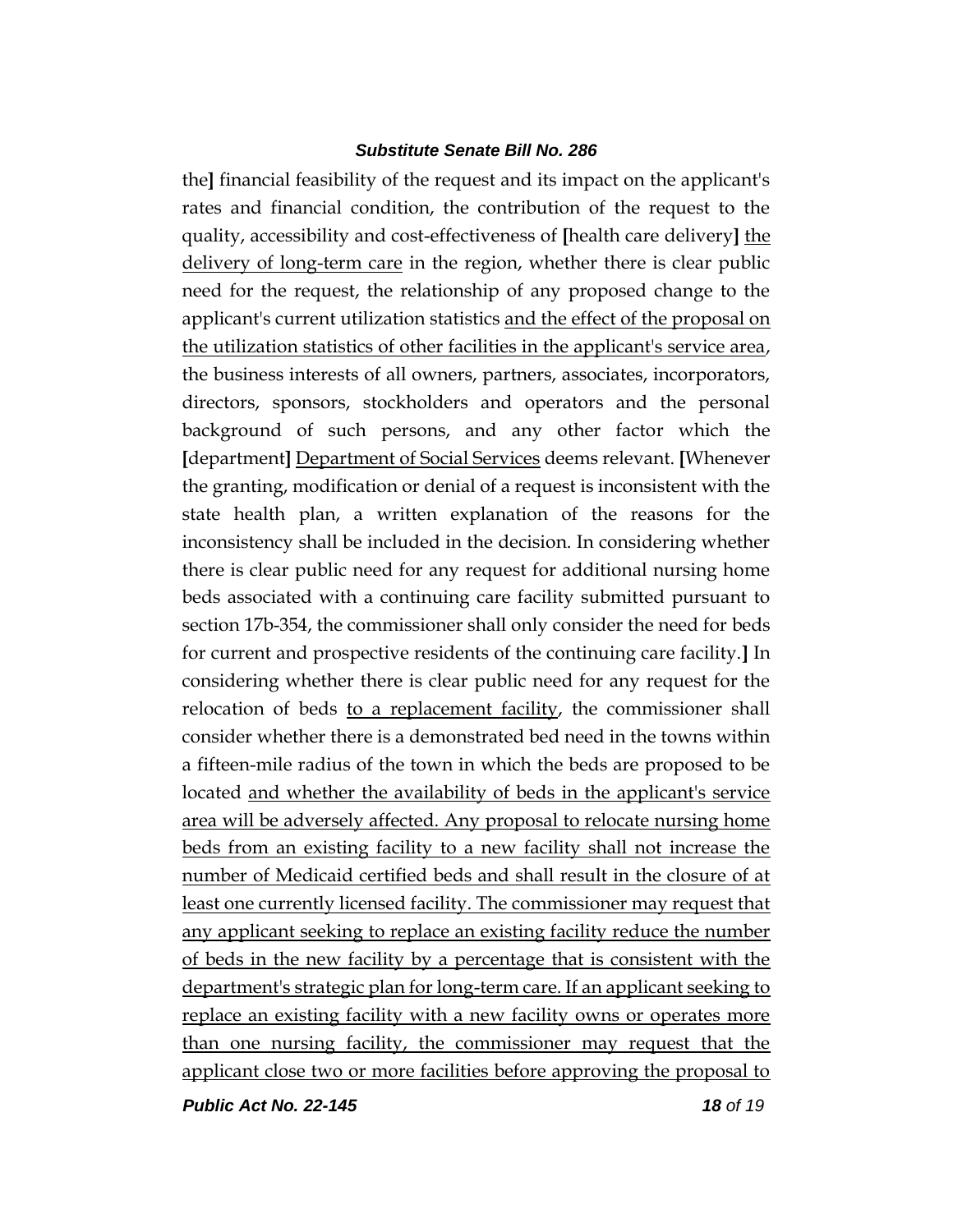the] financial feasibility of the request and its impact on the applicant's rates and financial condition, the contribution of the request to the quality, accessibility and cost-effectiveness of [health care delivery] <u>the delivery of long-term care</u> in the region, whether there is clear public need for the request, the relationship of any proposed change to the applicant's current utilization statistics <u>and the effect of the proposal on the utilization statistics of other facilities in the applicant's service area</u>, the business interests of all owners, partners, associates, incorporators, directors, sponsors, stockholders and operators and the personal background of such persons, and any other factor which the [department] <u>Department of Social Services</u> deems relevant. [Whenever the granting, modification or denial of a request is inconsistent with the state health plan, a written explanation of the reasons for the inconsistency shall be included in the decision. In considering whether there is clear public need for any request for additional nursing home beds associated with a continuing care facility submitted pursuant to section 17b-354, the commissioner shall only consider the need for beds for current and prospective residents of the continuing care facility.] In considering whether there is clear public need for any request for the relocation of beds <u>to a replacement facility</u>, the commissioner shall consider whether there is a demonstrated bed need in the towns within a fifteen-mile radius of the town in which the beds are proposed to be located <u>and whether the availability of beds in the applicant's service area will be adversely affected. Any proposal to relocate nursing home beds from an existing facility to a new facility shall not increase the number of Medicaid certified beds and shall result in the closure of at least one currently licensed facility. The commissioner may request that any applicant seeking to replace an existing facility reduce the number of beds in the new facility by a percentage that is consistent with the department's strategic plan for long-term care. If an applicant seeking to replace an existing facility with a new facility owns or operates more than one nursing facility, the commissioner may request that the applicant close two or more facilities before approving the proposal to</u>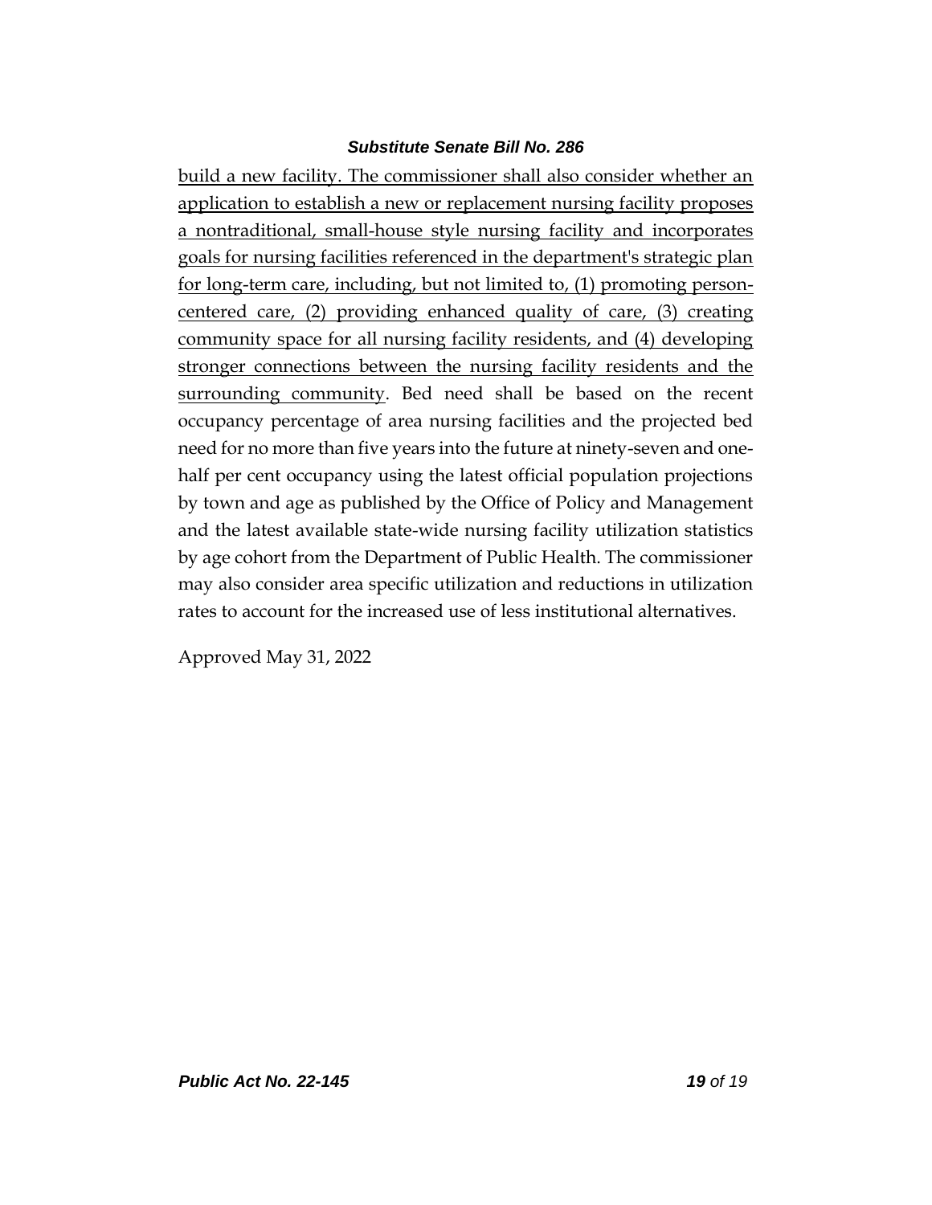build a new facility. The commissioner shall also consider whether an application to establish a new or replacement nursing facility proposes a nontraditional, small-house style nursing facility and incorporates goals for nursing facilities referenced in the department's strategic plan for long-term care, including, but not limited to, (1) promoting person-centered care, (2) providing enhanced quality of care, (3) creating community space for all nursing facility residents, and (4) developing stronger connections between the nursing facility residents and the surrounding community. Bed need shall be based on the recent occupancy percentage of area nursing facilities and the projected bed need for no more than five years into the future at ninety-seven and one-half per cent occupancy using the latest official population projections by town and age as published by the Office of Policy and Management and the latest available state-wide nursing facility utilization statistics by age cohort from the Department of Public Health. The commissioner may also consider area specific utilization and reductions in utilization rates to account for the increased use of less institutional alternatives.

Approved May 31, 2022